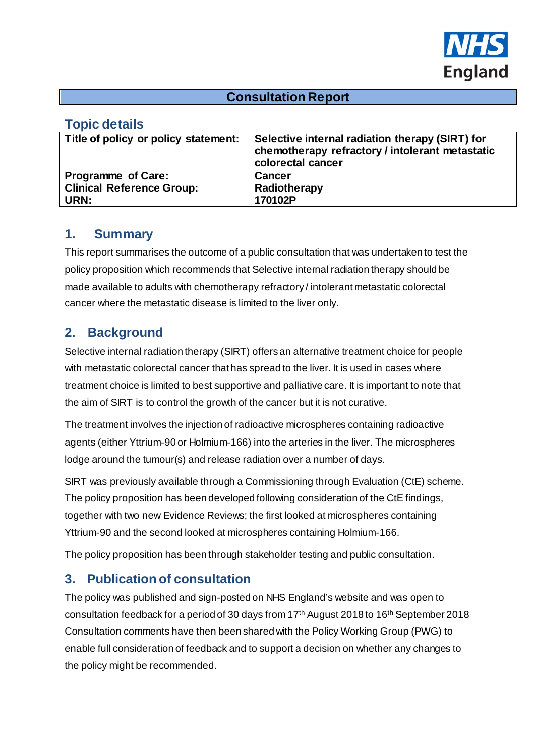NHS England

# Consultation Report

## Topic details

| Title of policy or policy statement: | Selective internal radiation therapy (SIRT) for chemotherapy refractory / intolerant metastatic colorectal cancer |
|---|---|
| Programme of Care: | Cancer |
| Clinical Reference Group: | Radiotherapy |
| URN: | 170102P |

## 1. Summary

This report summarises the outcome of a public consultation that was undertaken to test the policy proposition which recommends that Selective internal radiation therapy should be made available to adults with chemotherapy refractory / intolerant metastatic colorectal cancer where the metastatic disease is limited to the liver only.

## 2. Background

Selective internal radiation therapy (SIRT) offers an alternative treatment choice for people with metastatic colorectal cancer that has spread to the liver. It is used in cases where treatment choice is limited to best supportive and palliative care. It is important to note that the aim of SIRT is to control the growth of the cancer but it is not curative.

The treatment involves the injection of radioactive microspheres containing radioactive agents (either Yttrium-90 or Holmium-166) into the arteries in the liver. The microspheres lodge around the tumour(s) and release radiation over a number of days.

SIRT was previously available through a Commissioning through Evaluation (CtE) scheme. The policy proposition has been developed following consideration of the CtE findings, together with two new Evidence Reviews; the first looked at microspheres containing Yttrium-90 and the second looked at microspheres containing Holmium-166.

The policy proposition has been through stakeholder testing and public consultation.

## 3. Publication of consultation

The policy was published and sign-posted on NHS England's website and was open to consultation feedback for a period of 30 days from 17th August 2018 to 16th September 2018 Consultation comments have then been shared with the Policy Working Group (PWG) to enable full consideration of feedback and to support a decision on whether any changes to the policy might be recommended.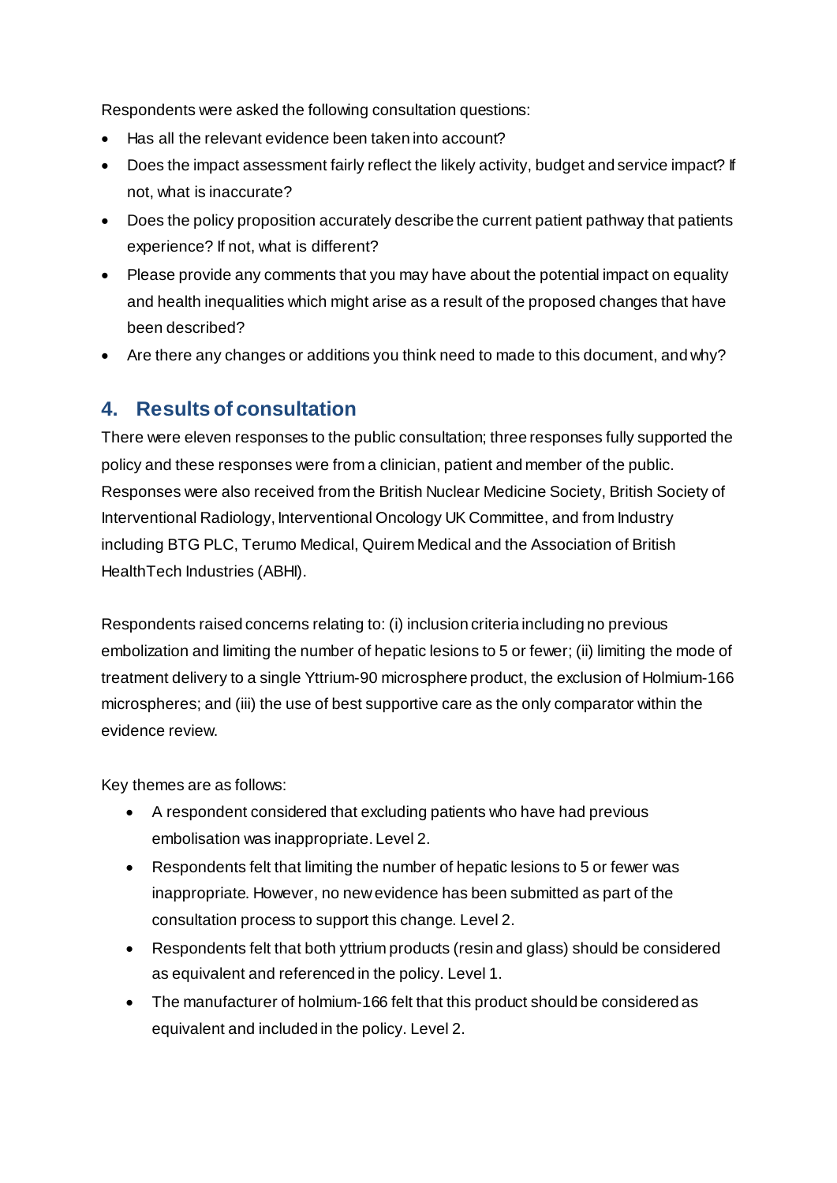Respondents were asked the following consultation questions:

- Has all the relevant evidence been taken into account?
- Does the impact assessment fairly reflect the likely activity, budget and service impact? If not, what is inaccurate?
- Does the policy proposition accurately describe the current patient pathway that patients experience? If not, what is different?
- Please provide any comments that you may have about the potential impact on equality and health inequalities which might arise as a result of the proposed changes that have been described?
- Are there any changes or additions you think need to made to this document, and why?

## 4. Results of consultation

There were eleven responses to the public consultation; three responses fully supported the policy and these responses were from a clinician, patient and member of the public. Responses were also received from the British Nuclear Medicine Society, British Society of Interventional Radiology, Interventional Oncology UK Committee, and from Industry including BTG PLC, Terumo Medical, Quirem Medical and the Association of British HealthTech Industries (ABHI).

Respondents raised concerns relating to: (i) inclusion criteria including no previous embolization and limiting the number of hepatic lesions to 5 or fewer; (ii) limiting the mode of treatment delivery to a single Yttrium-90 microsphere product, the exclusion of Holmium-166 microspheres; and (iii) the use of best supportive care as the only comparator within the evidence review.

Key themes are as follows:

- A respondent considered that excluding patients who have had previous embolisation was inappropriate. Level 2.
- Respondents felt that limiting the number of hepatic lesions to 5 or fewer was inappropriate. However, no new evidence has been submitted as part of the consultation process to support this change. Level 2.
- Respondents felt that both yttrium products (resin and glass) should be considered as equivalent and referenced in the policy. Level 1.
- The manufacturer of holmium-166 felt that this product should be considered as equivalent and included in the policy. Level 2.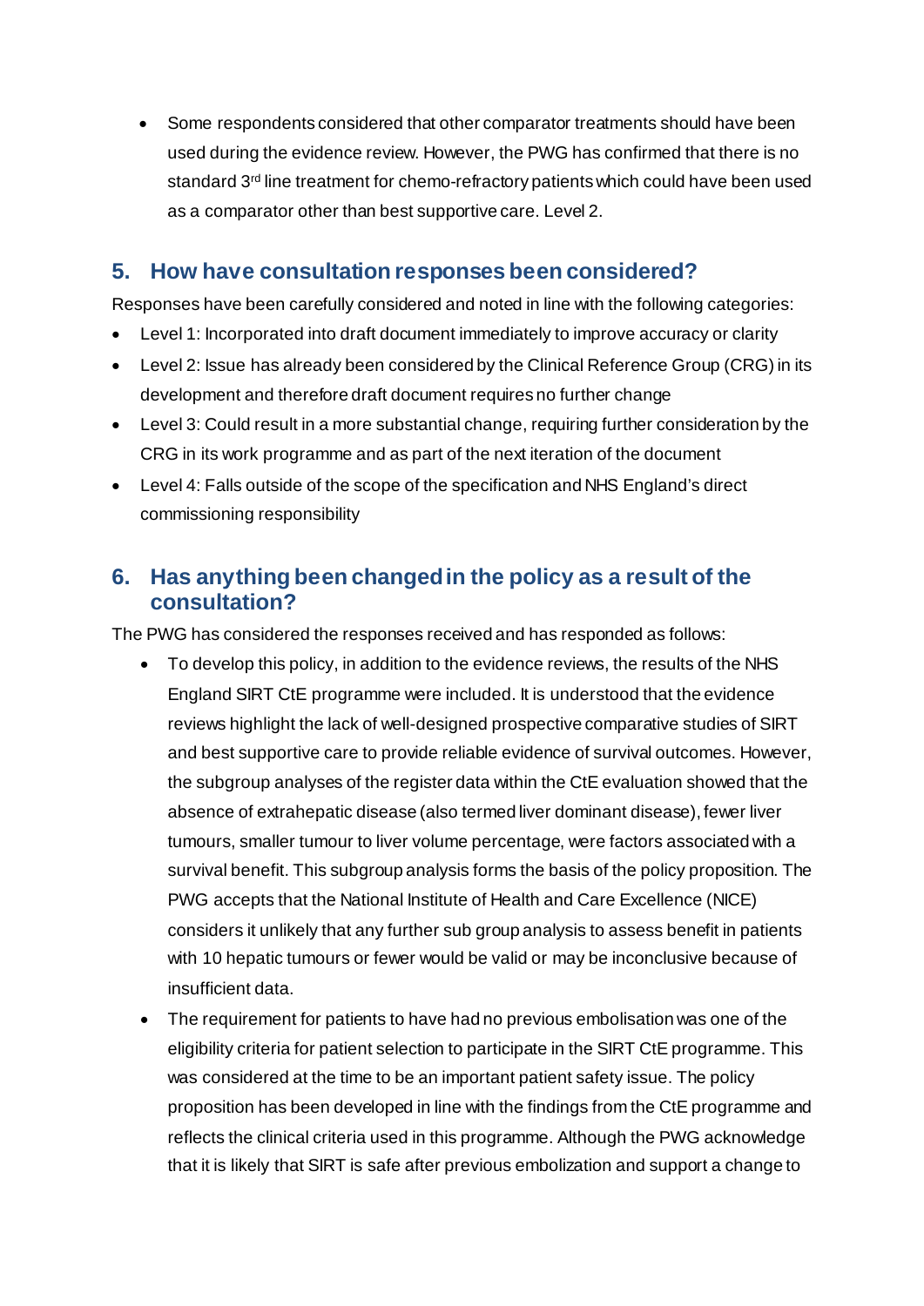- Some respondents considered that other comparator treatments should have been used during the evidence review. However, the PWG has confirmed that there is no standard 3rd line treatment for chemo-refractory patients which could have been used as a comparator other than best supportive care. Level 2.

## 5. How have consultation responses been considered?

Responses have been carefully considered and noted in line with the following categories:

- Level 1: Incorporated into draft document immediately to improve accuracy or clarity
- Level 2: Issue has already been considered by the Clinical Reference Group (CRG) in its development and therefore draft document requires no further change
- Level 3: Could result in a more substantial change, requiring further consideration by the CRG in its work programme and as part of the next iteration of the document
- Level 4: Falls outside of the scope of the specification and NHS England's direct commissioning responsibility

## 6. Has anything been changed in the policy as a result of the consultation?

The PWG has considered the responses received and has responded as follows:

- To develop this policy, in addition to the evidence reviews, the results of the NHS England SIRT CtE programme were included. It is understood that the evidence reviews highlight the lack of well-designed prospective comparative studies of SIRT and best supportive care to provide reliable evidence of survival outcomes. However, the subgroup analyses of the register data within the CtE evaluation showed that the absence of extrahepatic disease (also termed liver dominant disease), fewer liver tumours, smaller tumour to liver volume percentage, were factors associated with a survival benefit. This subgroup analysis forms the basis of the policy proposition. The PWG accepts that the National Institute of Health and Care Excellence (NICE) considers it unlikely that any further sub group analysis to assess benefit in patients with 10 hepatic tumours or fewer would be valid or may be inconclusive because of insufficient data.
- The requirement for patients to have had no previous embolisation was one of the eligibility criteria for patient selection to participate in the SIRT CtE programme. This was considered at the time to be an important patient safety issue. The policy proposition has been developed in line with the findings from the CtE programme and reflects the clinical criteria used in this programme. Although the PWG acknowledge that it is likely that SIRT is safe after previous embolization and support a change to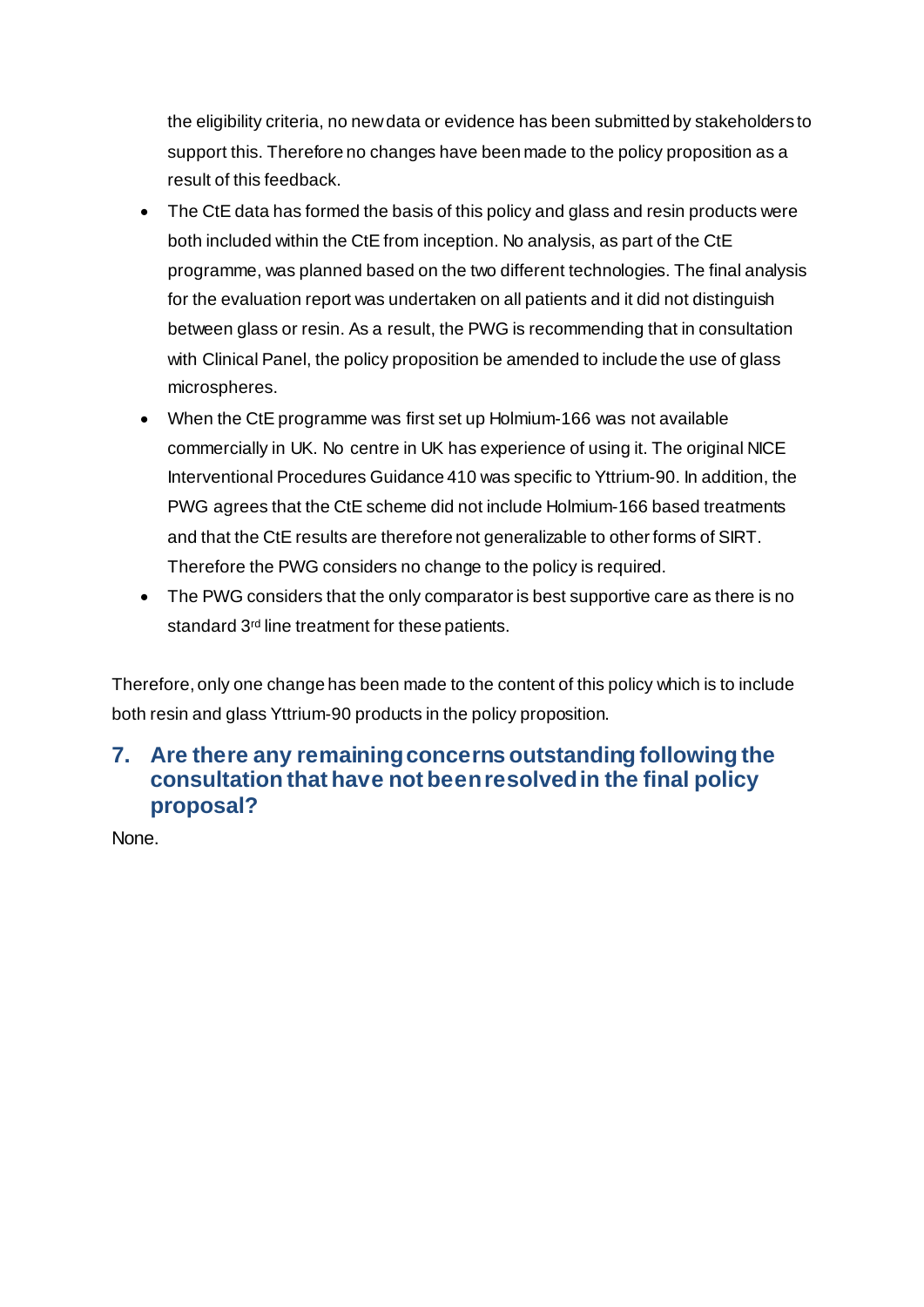the eligibility criteria, no new data or evidence has been submitted by stakeholders to support this. Therefore no changes have been made to the policy proposition as a result of this feedback.

- The CtE data has formed the basis of this policy and glass and resin products were both included within the CtE from inception. No analysis, as part of the CtE programme, was planned based on the two different technologies. The final analysis for the evaluation report was undertaken on all patients and it did not distinguish between glass or resin. As a result, the PWG is recommending that in consultation with Clinical Panel, the policy proposition be amended to include the use of glass microspheres.
- When the CtE programme was first set up Holmium-166 was not available commercially in UK. No centre in UK has experience of using it. The original NICE Interventional Procedures Guidance 410 was specific to Yttrium-90. In addition, the PWG agrees that the CtE scheme did not include Holmium-166 based treatments and that the CtE results are therefore not generalizable to other forms of SIRT. Therefore the PWG considers no change to the policy is required.
- The PWG considers that the only comparator is best supportive care as there is no standard 3rd line treatment for these patients.

Therefore, only one change has been made to the content of this policy which is to include both resin and glass Yttrium-90 products in the policy proposition.

## 7. Are there any remaining concerns outstanding following the consultation that have not been resolved in the final policy proposal?

None.